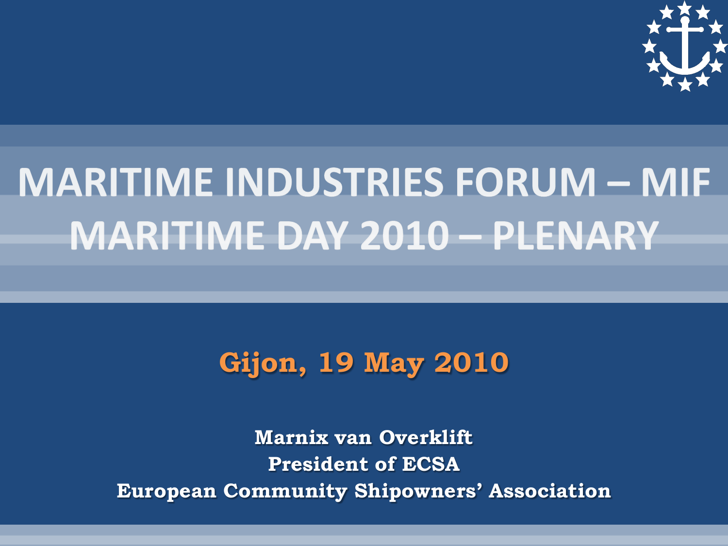# MARITIME INDUSTRIES FORUM – MIF
# MARITIME DAY 2010 – PLENARY

## Gijon, 19 May 2010

**Marnix van Overklift**
**President of ECSA**
**European Community Shipowners' Association**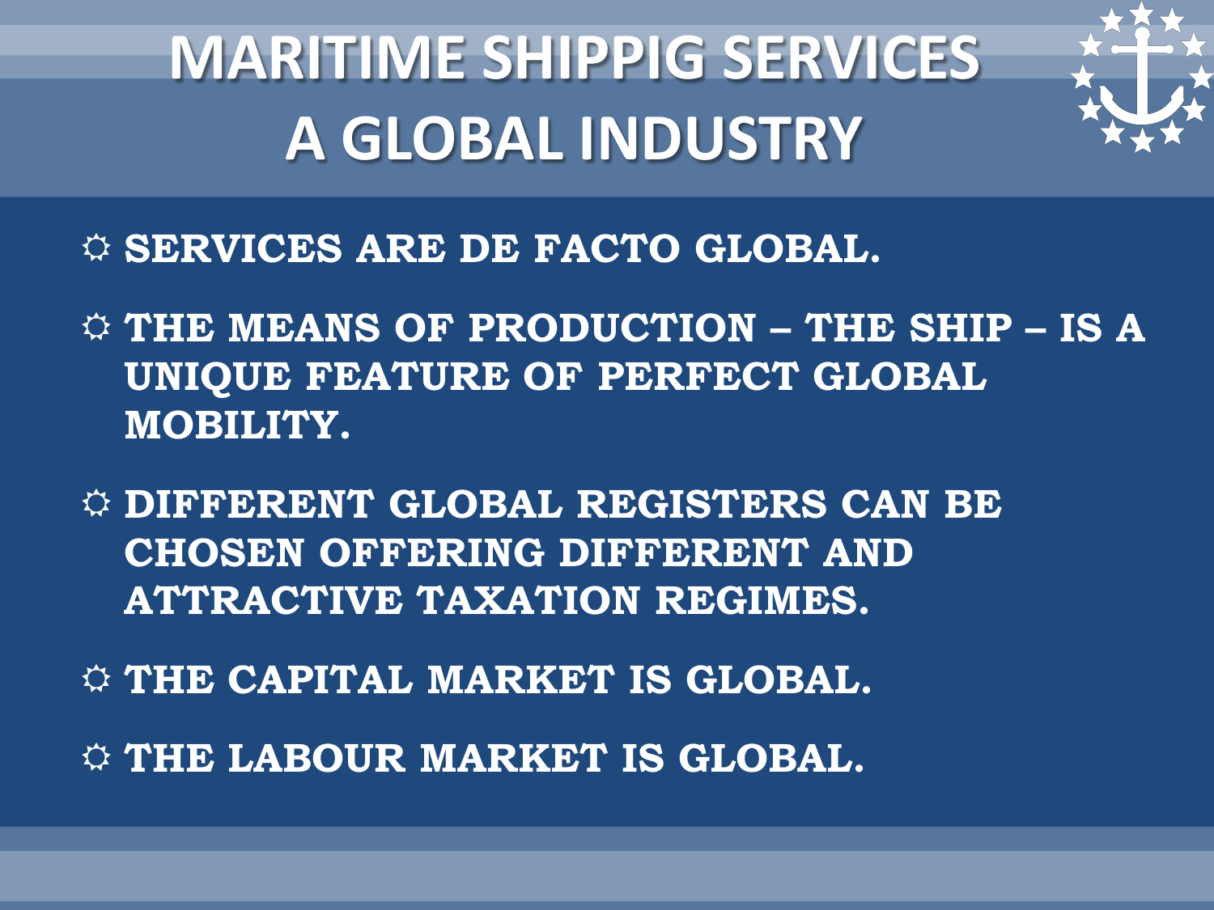# MARITIME SHIPPIG SERVICES A GLOBAL INDUSTRY

- **SERVICES ARE DE FACTO GLOBAL.**
- **THE MEANS OF PRODUCTION – THE SHIP – IS A UNIQUE FEATURE OF PERFECT GLOBAL MOBILITY.**
- **DIFFERENT GLOBAL REGISTERS CAN BE CHOSEN OFFERING DIFFERENT AND ATTRACTIVE TAXATION REGIMES.**
- **THE CAPITAL MARKET IS GLOBAL.**
- **THE LABOUR MARKET IS GLOBAL.**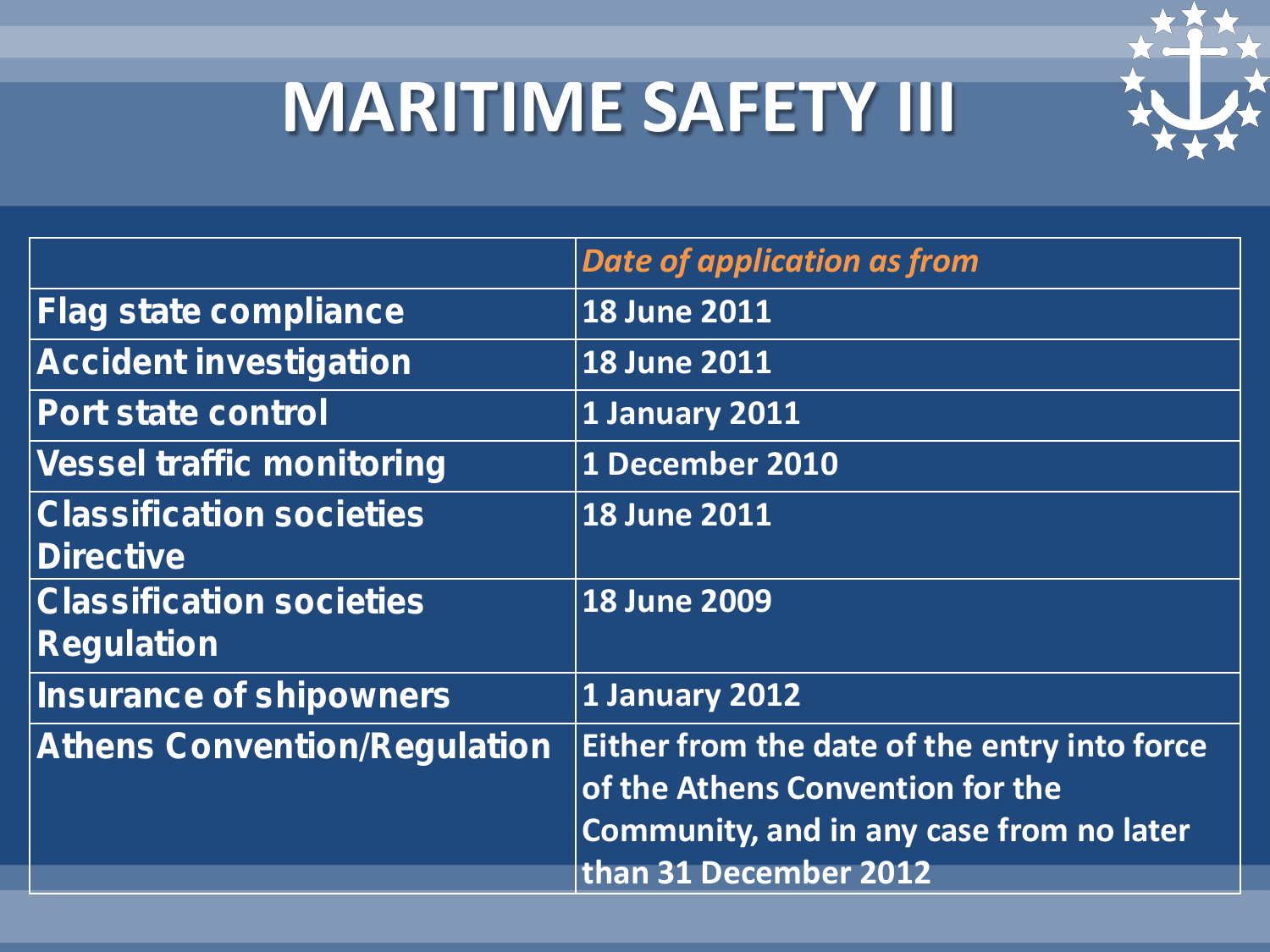# MARITIME SAFETY III

| | *Date of application as from* |
|---|---|
| **Flag state compliance** | **18 June 2011** |
| **Accident investigation** | **18 June 2011** |
| **Port state control** | **1 January 2011** |
| **Vessel traffic monitoring** | **1 December 2010** |
| **Classification societies Directive** | **18 June 2011** |
| **Classification societies Regulation** | **18 June 2009** |
| **Insurance of shipowners** | **1 January 2012** |
| **Athens Convention/Regulation** | **Either from the date of the entry into force of the Athens Convention for the Community, and in any case from no later than 31 December 2012** |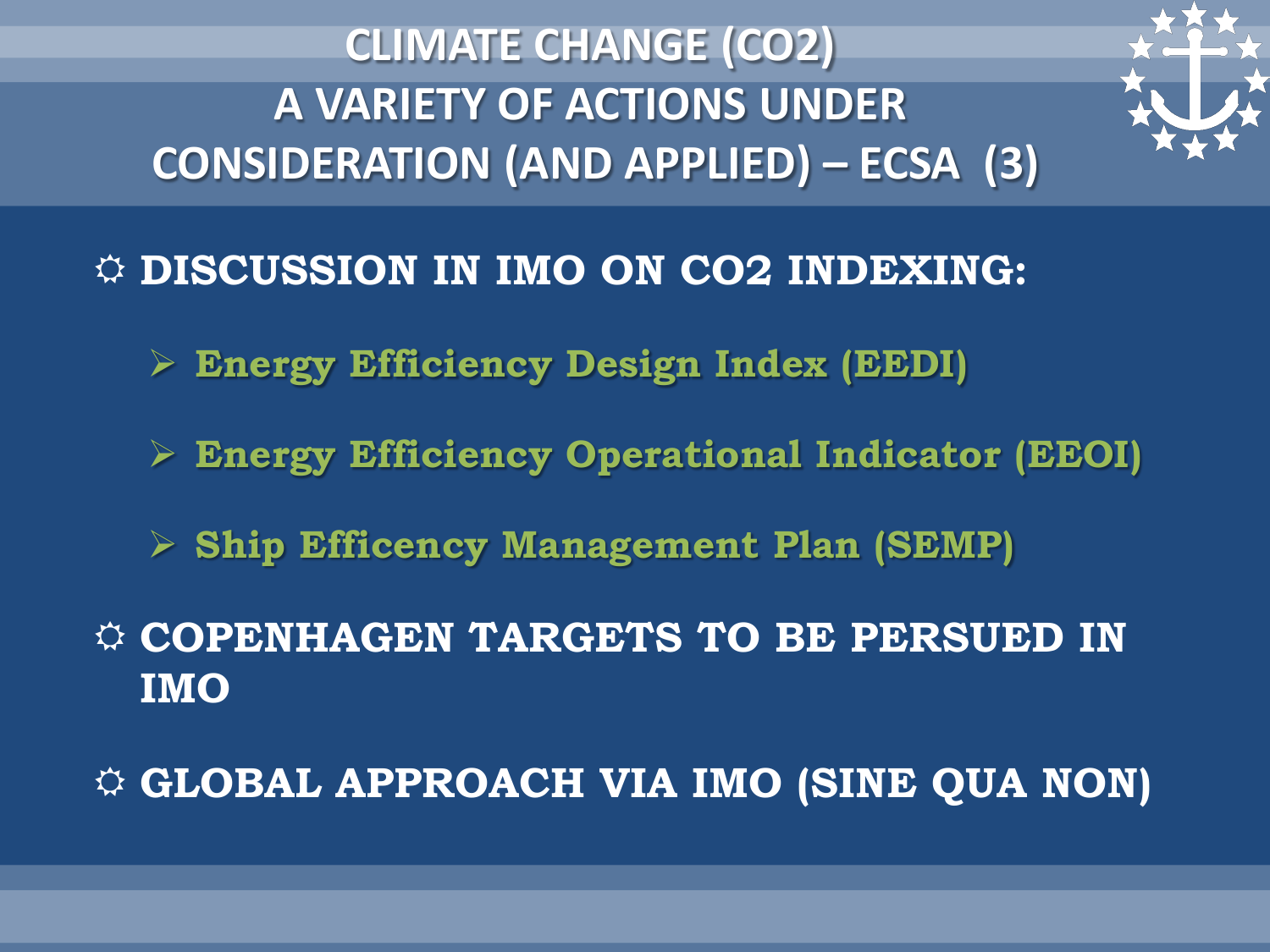# CLIMATE CHANGE ($CO_2$) A VARIETY OF ACTIONS UNDER CONSIDERATION (AND APPLIED) – ECSA (3)

- **DISCUSSION IN IMO ON $CO_2$ INDEXING:**
  - **Energy Efficiency Design Index (EEDI)**
  - **Energy Efficiency Operational Indicator (EEOI)**
  - **Ship Efficency Management Plan (SEMP)**
- **COPENHAGEN TARGETS TO BE PERSUED IN IMO**
- **GLOBAL APPROACH VIA IMO (SINE QUA NON)**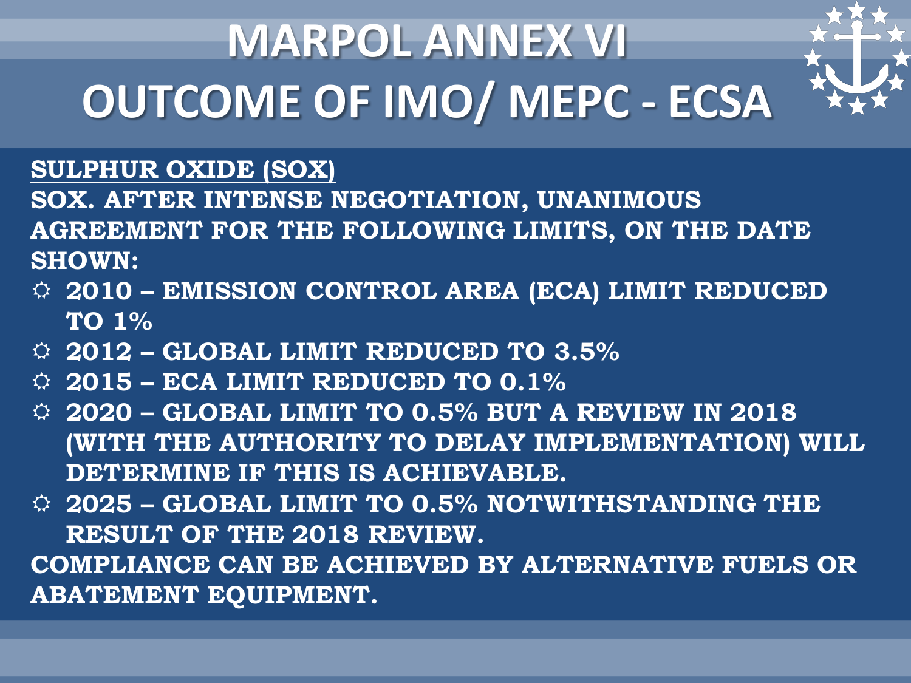# MARPOL ANNEX VI
# OUTCOME OF IMO/ MEPC - ECSA

**SULPHUR OXIDE (SOX)**

**SOX. AFTER INTENSE NEGOTIATION, UNANIMOUS AGREEMENT FOR THE FOLLOWING LIMITS, ON THE DATE SHOWN:**

- **2010 – EMISSION CONTROL AREA (ECA) LIMIT REDUCED TO 1%**
- **2012 – GLOBAL LIMIT REDUCED TO 3.5%**
- **2015 – ECA LIMIT REDUCED TO 0.1%**
- **2020 – GLOBAL LIMIT TO 0.5% BUT A REVIEW IN 2018 (WITH THE AUTHORITY TO DELAY IMPLEMENTATION) WILL DETERMINE IF THIS IS ACHIEVABLE.**
- **2025 – GLOBAL LIMIT TO 0.5% NOTWITHSTANDING THE RESULT OF THE 2018 REVIEW.**

**COMPLIANCE CAN BE ACHIEVED BY ALTERNATIVE FUELS OR ABATEMENT EQUIPMENT.**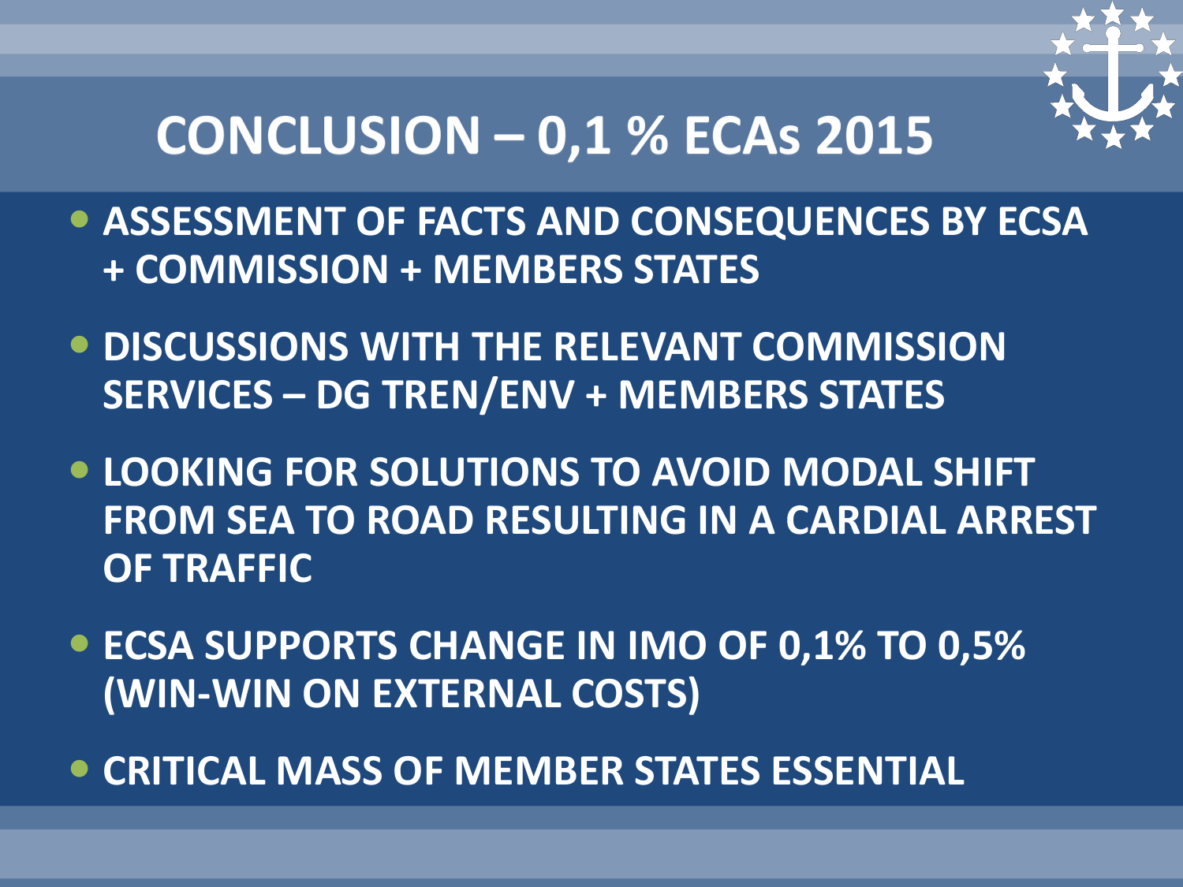# CONCLUSION – 0,1 % ECAs 2015

- ASSESSMENT OF FACTS AND CONSEQUENCES BY ECSA + COMMISSION + MEMBERS STATES
- DISCUSSIONS WITH THE RELEVANT COMMISSION SERVICES – DG TREN/ENV + MEMBERS STATES
- LOOKING FOR SOLUTIONS TO AVOID MODAL SHIFT FROM SEA TO ROAD RESULTING IN A CARDIAL ARREST OF TRAFFIC
- ECSA SUPPORTS CHANGE IN IMO OF 0,1% TO 0,5% (WIN-WIN ON EXTERNAL COSTS)
- CRITICAL MASS OF MEMBER STATES ESSENTIAL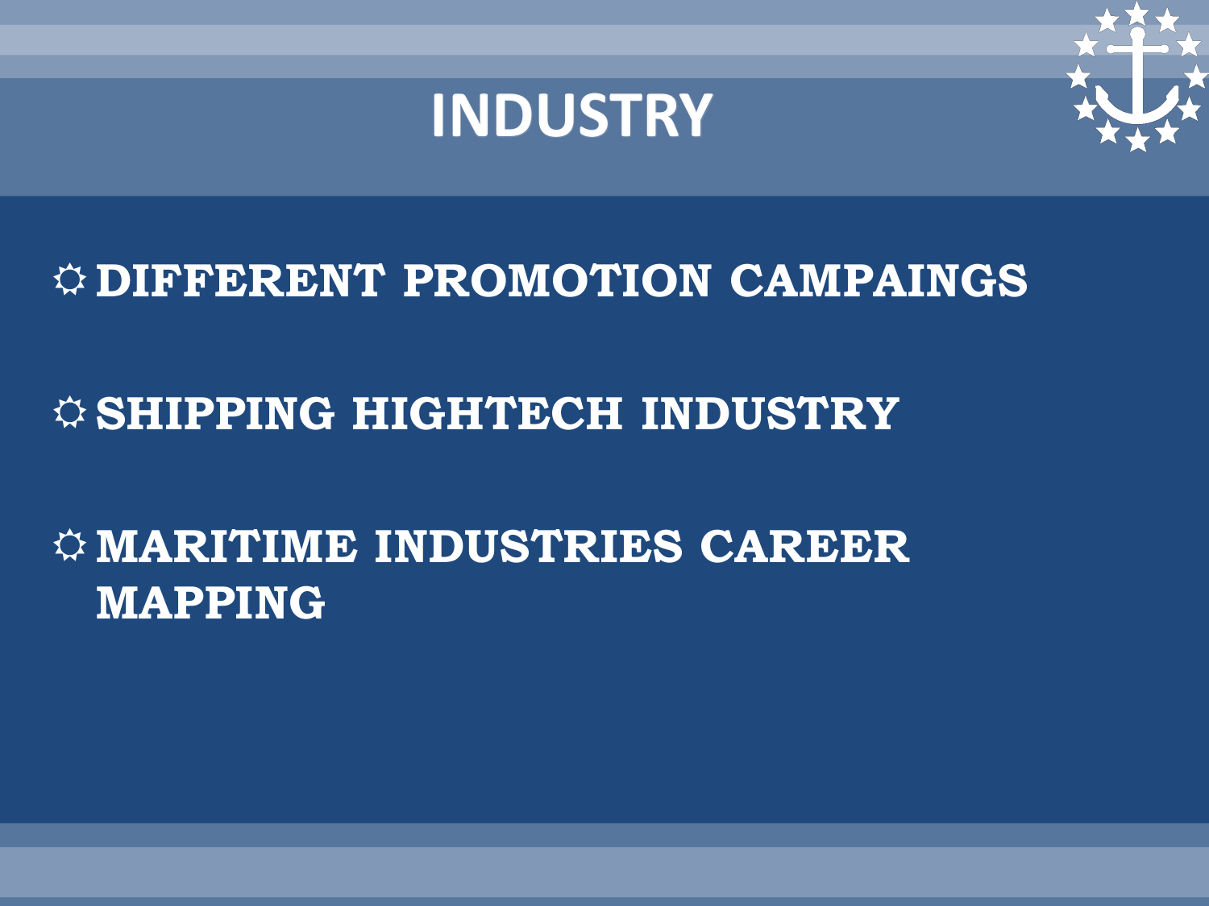# INDUSTRY

- DIFFERENT PROMOTION CAMPAINGS
- SHIPPING HIGHTECH INDUSTRY
- MARITIME INDUSTRIES CAREER MAPPING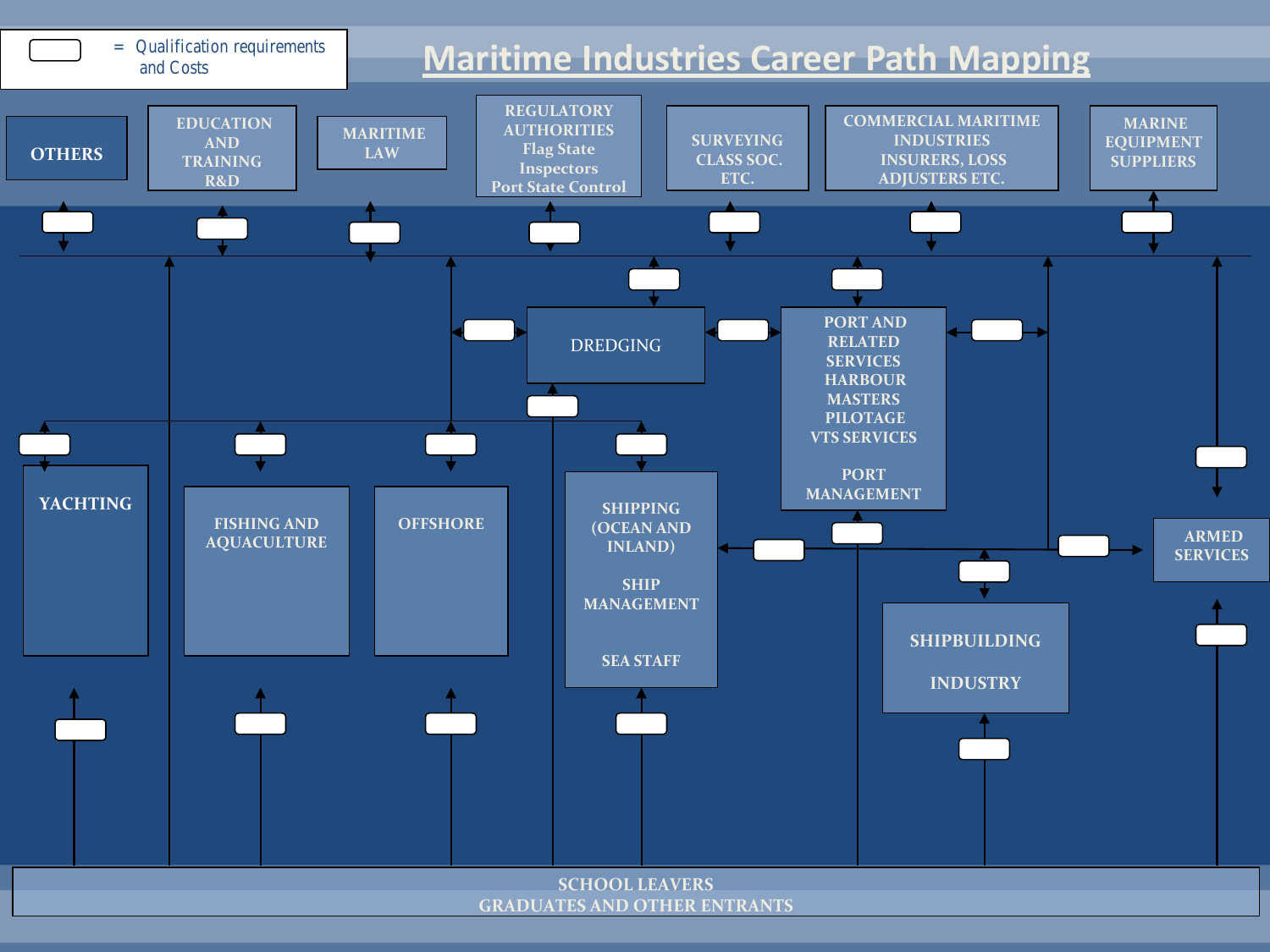# Maritime Industries Career Path Mapping

▭ = Qualification requirements and Costs

OTHERS

EDUCATION AND TRAINING R&D

MARITIME LAW

REGULATORY AUTHORITIES
Flag State Inspectors
Port State Control

SURVEYING CLASS SOC. ETC.

COMMERCIAL MARITIME INDUSTRIES INSURERS, LOSS ADJUSTERS ETC.

MARINE EQUIPMENT SUPPLIERS

DREDGING

PORT AND RELATED SERVICES HARBOUR MASTERS PILOTAGE VTS SERVICES

PORT MANAGEMENT

YACHTING

FISHING AND AQUACULTURE

OFFSHORE

SHIPPING (OCEAN AND INLAND)

SHIP MANAGEMENT

SEA STAFF

SHIPBUILDING INDUSTRY

ARMED SERVICES

SCHOOL LEAVERS
GRADUATES AND OTHER ENTRANTS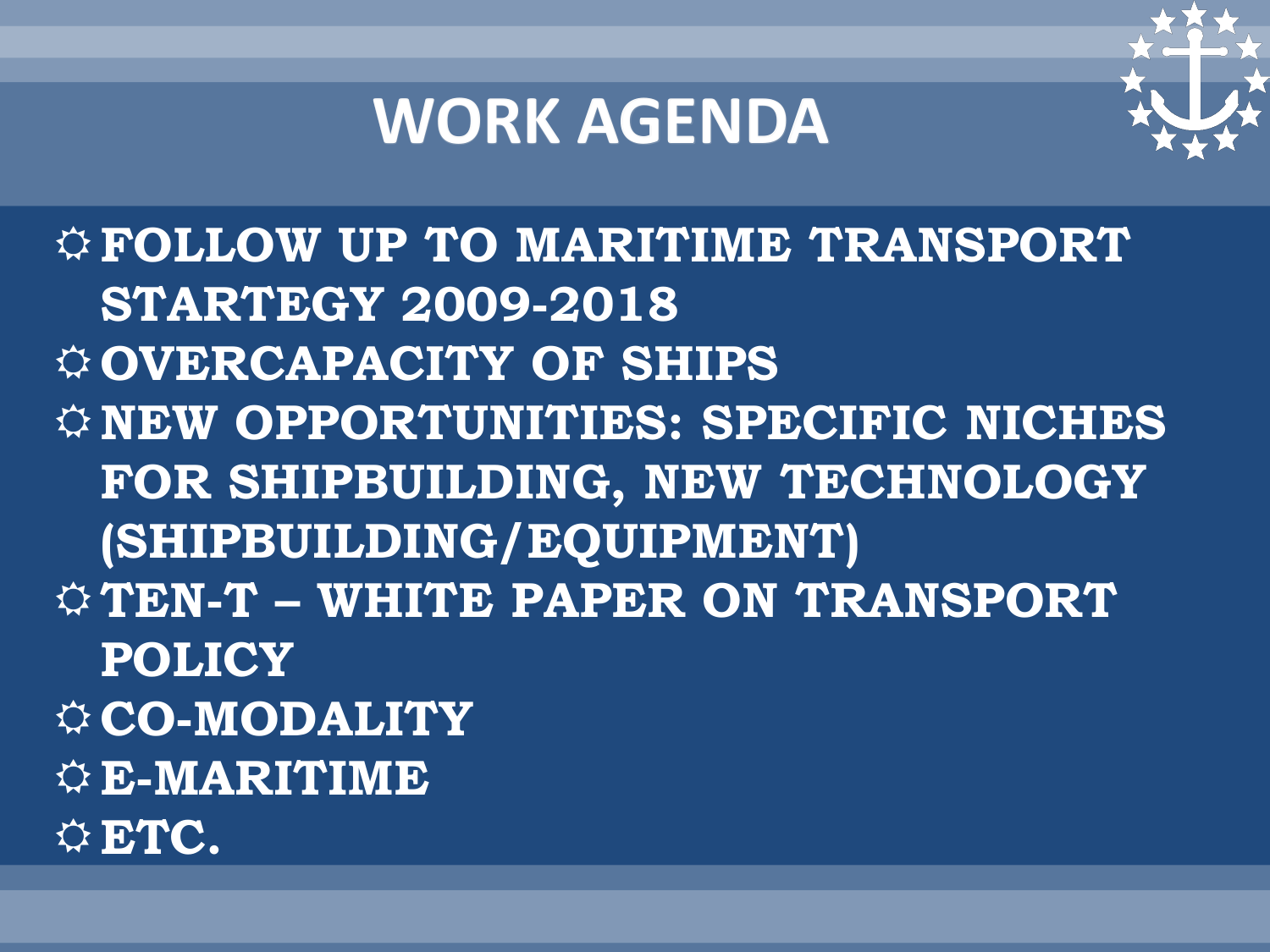# WORK AGENDA

- FOLLOW UP TO MARITIME TRANSPORT STARTEGY 2009-2018
- OVERCAPACITY OF SHIPS
- NEW OPPORTUNITIES: SPECIFIC NICHES FOR SHIPBUILDING, NEW TECHNOLOGY (SHIPBUILDING/EQUIPMENT)
- TEN-T – WHITE PAPER ON TRANSPORT POLICY
- CO-MODALITY
- E-MARITIME
- ETC.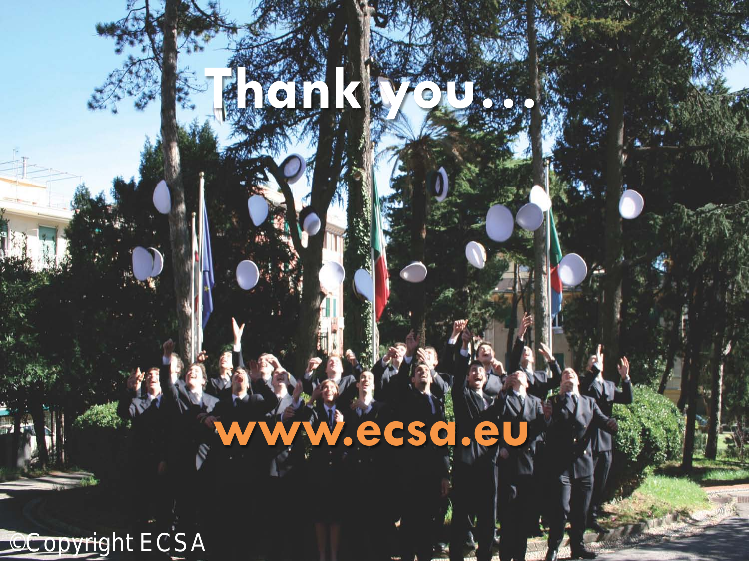# Thank you…

**www.ecsa.eu**

©Copyright ECSA